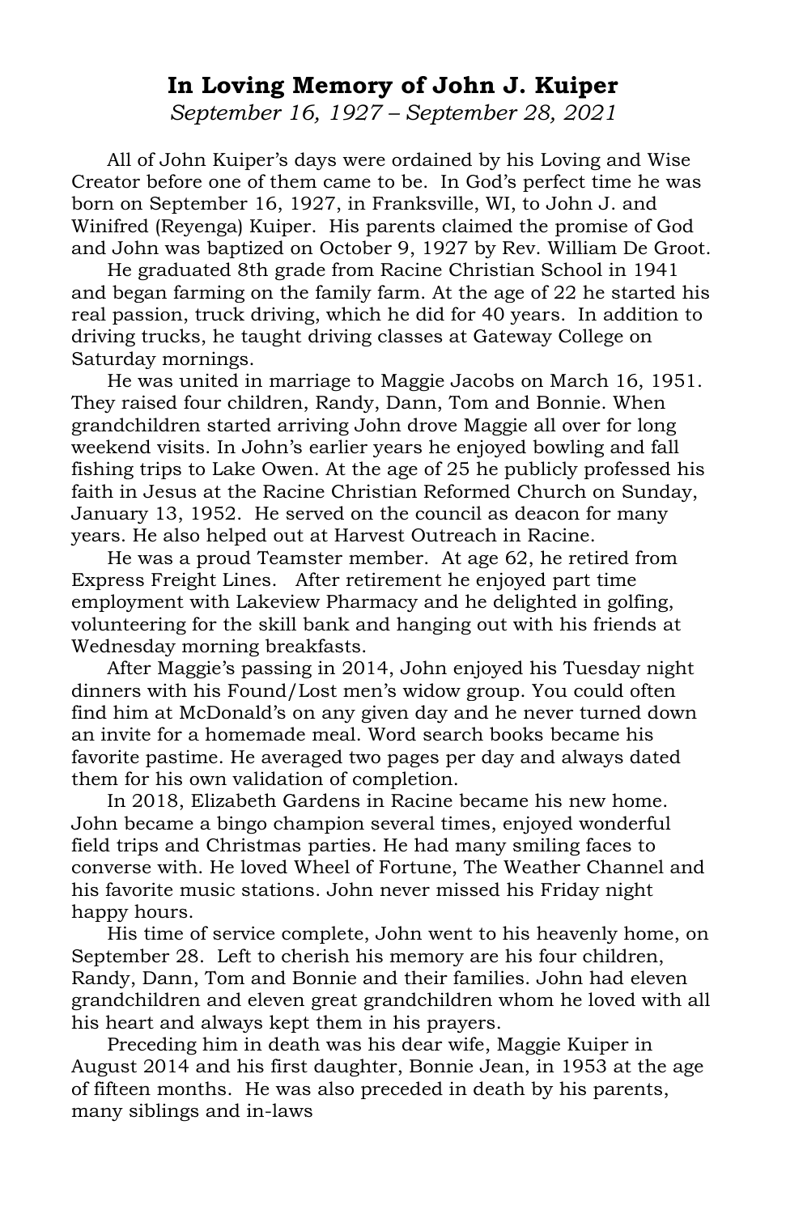# In Loving Memory of John J. Kuiper

*September 16, 1927 – September 28, 2021*

All of John Kuiper's days were ordained by his Loving and Wise Creator before one of them came to be. In God's perfect time he was born on September 16, 1927, in Franksville, WI, to John J. and Winifred (Reyenga) Kuiper. His parents claimed the promise of God and John was baptized on October 9, 1927 by Rev. William De Groot.

He graduated 8th grade from Racine Christian School in 1941 and began farming on the family farm. At the age of 22 he started his real passion, truck driving, which he did for 40 years. In addition to driving trucks, he taught driving classes at Gateway College on Saturday mornings.

He was united in marriage to Maggie Jacobs on March 16, 1951. They raised four children, Randy, Dann, Tom and Bonnie. When grandchildren started arriving John drove Maggie all over for long weekend visits. In John's earlier years he enjoyed bowling and fall fishing trips to Lake Owen. At the age of 25 he publicly professed his faith in Jesus at the Racine Christian Reformed Church on Sunday, January 13, 1952. He served on the council as deacon for many years. He also helped out at Harvest Outreach in Racine.

He was a proud Teamster member. At age 62, he retired from Express Freight Lines. After retirement he enjoyed part time employment with Lakeview Pharmacy and he delighted in golfing, volunteering for the skill bank and hanging out with his friends at Wednesday morning breakfasts.

After Maggie's passing in 2014, John enjoyed his Tuesday night dinners with his Found/Lost men's widow group. You could often find him at McDonald's on any given day and he never turned down an invite for a homemade meal. Word search books became his favorite pastime. He averaged two pages per day and always dated them for his own validation of completion.

In 2018, Elizabeth Gardens in Racine became his new home. John became a bingo champion several times, enjoyed wonderful field trips and Christmas parties. He had many smiling faces to converse with. He loved Wheel of Fortune, The Weather Channel and his favorite music stations. John never missed his Friday night happy hours.

His time of service complete, John went to his heavenly home, on September 28. Left to cherish his memory are his four children, Randy, Dann, Tom and Bonnie and their families. John had eleven grandchildren and eleven great grandchildren whom he loved with all his heart and always kept them in his prayers.

Preceding him in death was his dear wife, Maggie Kuiper in August 2014 and his first daughter, Bonnie Jean, in 1953 at the age of fifteen months. He was also preceded in death by his parents, many siblings and in-laws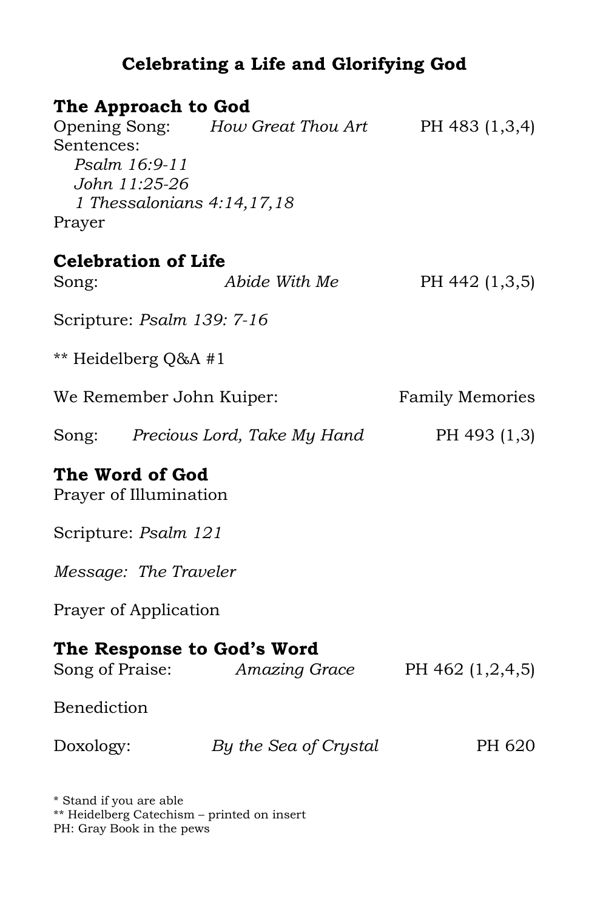# Celebrating a Life and Glorifying God

## The Approach to God

Opening Song: *How Great Thou Art* PH 483 (1,3,4)

Sentences:

*Psalm 16:9-11*
*John 11:25-26*
*1 Thessalonians 4:14,17,18*

Prayer

## Celebration of Life

Song: *Abide With Me* PH 442 (1,3,5)

Scripture: *Psalm 139: 7-16*

** Heidelberg Q&A #1

We Remember John Kuiper: Family Memories

Song: *Precious Lord, Take My Hand* PH 493 (1,3)

## The Word of God

Prayer of Illumination

Scripture: *Psalm 121*

*Message: The Traveler*

Prayer of Application

## The Response to God's Word

Song of Praise: *Amazing Grace* PH 462 (1,2,4,5)

Benediction

Doxology: *By the Sea of Crystal* PH 620

* Stand if you are able
** Heidelberg Catechism – printed on insert
PH: Gray Book in the pews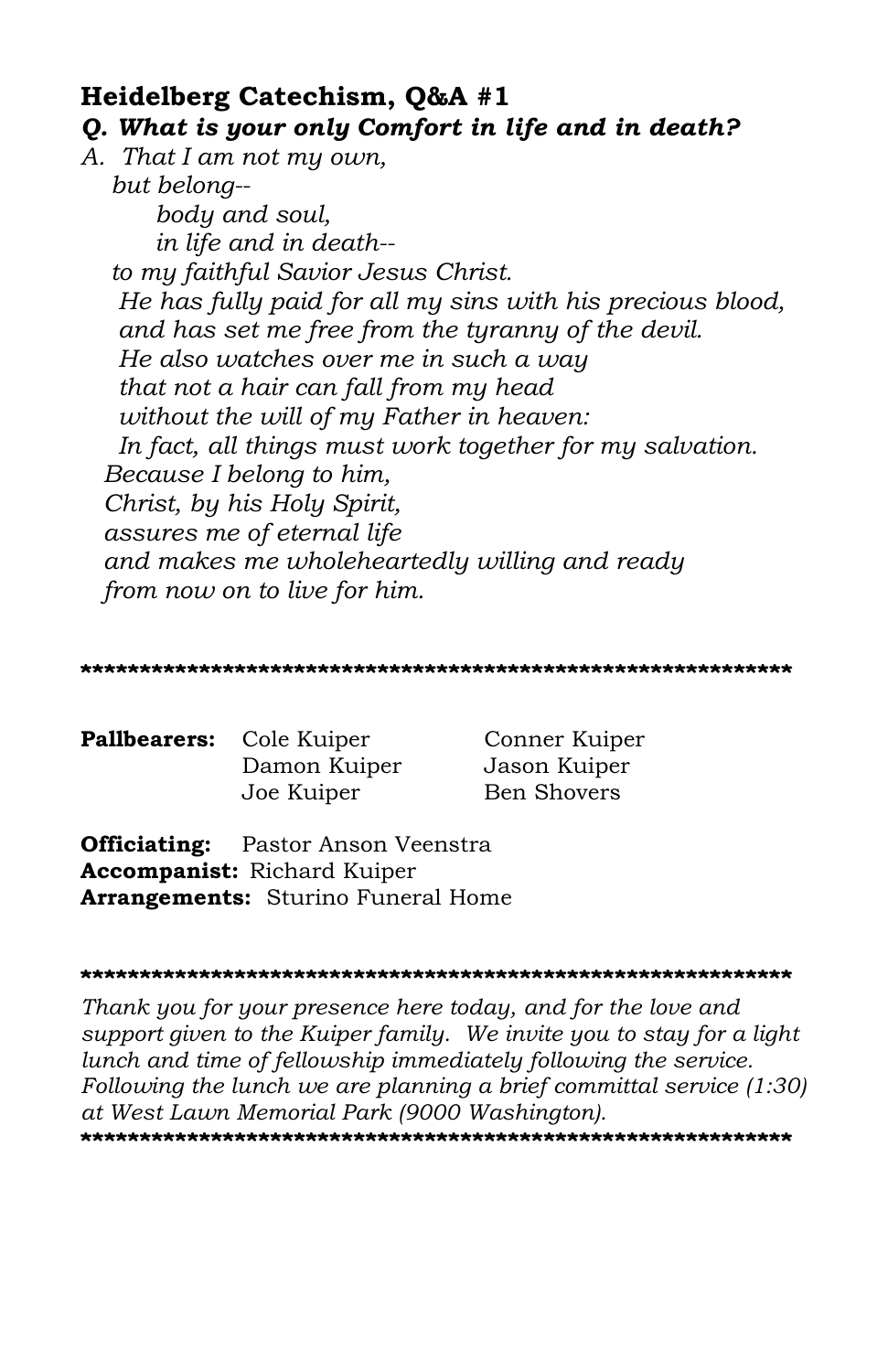## Heidelberg Catechism, Q&A #1

***Q. What is your only Comfort in life and in death?***

*A. That I am not my own,*
*but belong--*
*body and soul,*
*in life and in death--*
*to my faithful Savior Jesus Christ.*
*He has fully paid for all my sins with his precious blood,*
*and has set me free from the tyranny of the devil.*
*He also watches over me in such a way*
*that not a hair can fall from my head*
*without the will of my Father in heaven:*
*In fact, all things must work together for my salvation.*
*Because I belong to him,*
*Christ, by his Holy Spirit,*
*assures me of eternal life*
*and makes me wholeheartedly willing and ready*
*from now on to live for him.*

**************************************************************

| | | |
|---|---|---|
| **Pallbearers:** | Cole Kuiper | Conner Kuiper |
| | Damon Kuiper | Jason Kuiper |
| | Joe Kuiper | Ben Shovers |

**Officiating:** Pastor Anson Veenstra
**Accompanist:** Richard Kuiper
**Arrangements:** Sturino Funeral Home

**************************************************************

*Thank you for your presence here today, and for the love and support given to the Kuiper family. We invite you to stay for a light lunch and time of fellowship immediately following the service. Following the lunch we are planning a brief committal service (1:30) at West Lawn Memorial Park (9000 Washington).*

**************************************************************